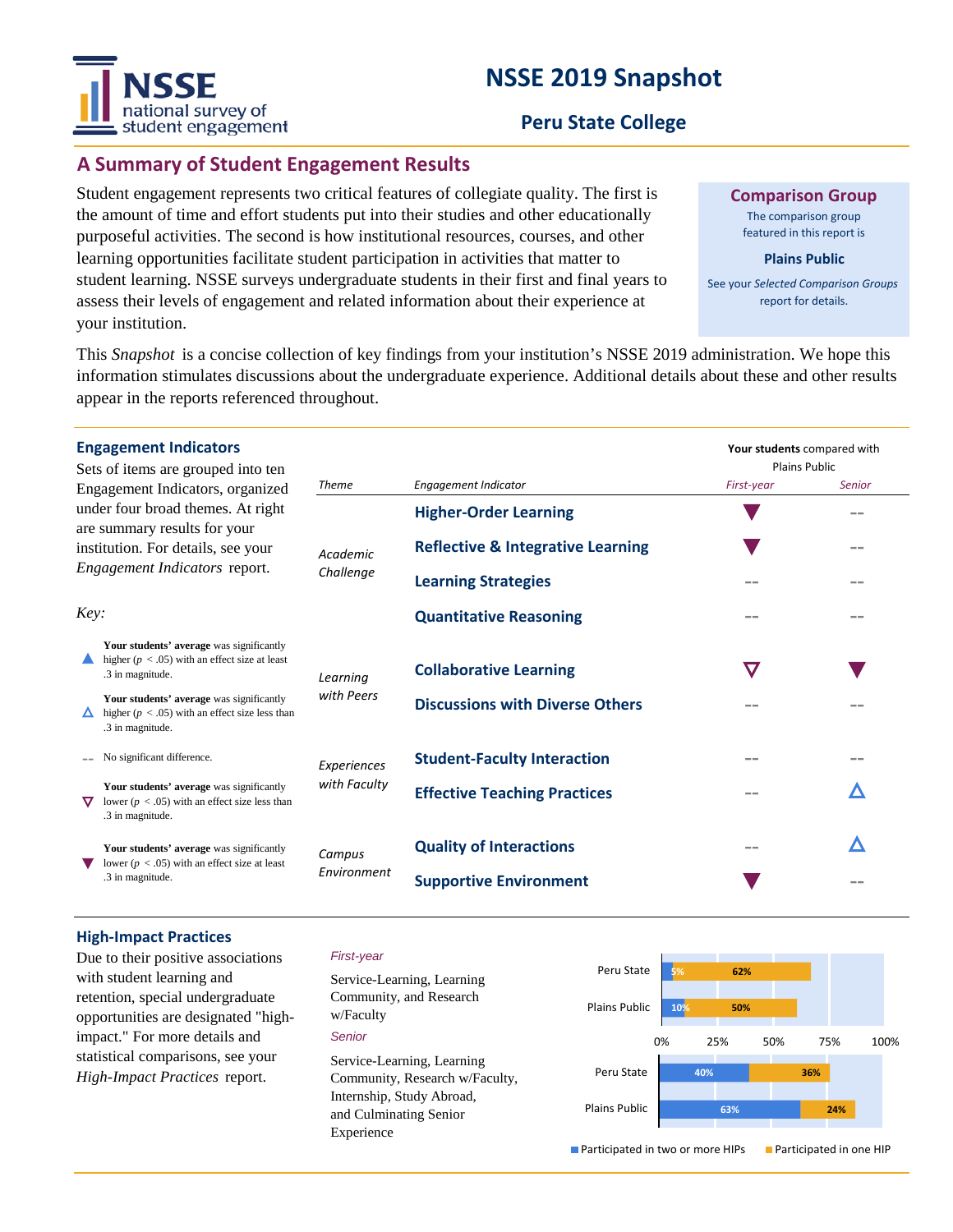# NSSE 2019 Snapshot

## Peru State College

## A Summary of Student Engagement Results

Student engagement represents two critical features of collegiate quality. The first is the amount of time and effort students put into their studies and other educationally purposeful activities. The second is how institutional resources, courses, and other learning opportunities facilitate student participation in activities that matter to student learning. NSSE surveys undergraduate students in their first and final years to assess their levels of engagement and related information about their experience at your institution.

**Comparison Group**

The comparison group featured in this report is

**Plains Public**

See your *Selected Comparison Groups* report for details.

This *Snapshot* is a concise collection of key findings from your institution's NSSE 2019 administration. We hope this information stimulates discussions about the undergraduate experience. Additional details about these and other results appear in the reports referenced throughout.

### Engagement Indicators

Sets of items are grouped into ten Engagement Indicators, organized under four broad themes. At right are summary results for your institution. For details, see your *Engagement Indicators* report.

*Key:*

- ▲ **Your students' average** was significantly higher ($p < .05$) with an effect size at least .3 in magnitude.
- △ **Your students' average** was significantly higher ($p < .05$) with an effect size less than .3 in magnitude.
- -- No significant difference.
- ▽ **Your students' average** was significantly lower ($p < .05$) with an effect size less than .3 in magnitude.
- ▼ **Your students' average** was significantly lower ($p < .05$) with an effect size at least .3 in magnitude.

**Your students** compared with Plains Public

| *Theme* | *Engagement Indicator* | *First-year* | *Senior* |
|---|---|---|---|
| *Academic Challenge* | **Higher-Order Learning** | ▼ | -- |
| | **Reflective & Integrative Learning** | ▼ | -- |
| | **Learning Strategies** | -- | -- |
| | **Quantitative Reasoning** | -- | -- |
| *Learning with Peers* | **Collaborative Learning** | ▽ | ▼ |
| | **Discussions with Diverse Others** | -- | -- |
| *Experiences with Faculty* | **Student-Faculty Interaction** | -- | -- |
| | **Effective Teaching Practices** | -- | △ |
| *Campus Environment* | **Quality of Interactions** | -- | △ |
| | **Supportive Environment** | ▼ | -- |

### High-Impact Practices

Due to their positive associations with student learning and retention, special undergraduate opportunities are designated "high-impact." For more details and statistical comparisons, see your *High-Impact Practices* report.

*First-year*

Service-Learning, Learning Community, and Research w/Faculty

*Senior*

Service-Learning, Learning Community, Research w/Faculty, Internship, Study Abroad, and Culminating Senior Experience

| | | Participated in two or more HIPs | Participated in one HIP |
|---|---|---|---|
| First-year | Peru State | 5% | 62% |
| | Plains Public | 10% | 50% |
| Senior | Peru State | 40% | 36% |
| | Plains Public | 63% | 24% |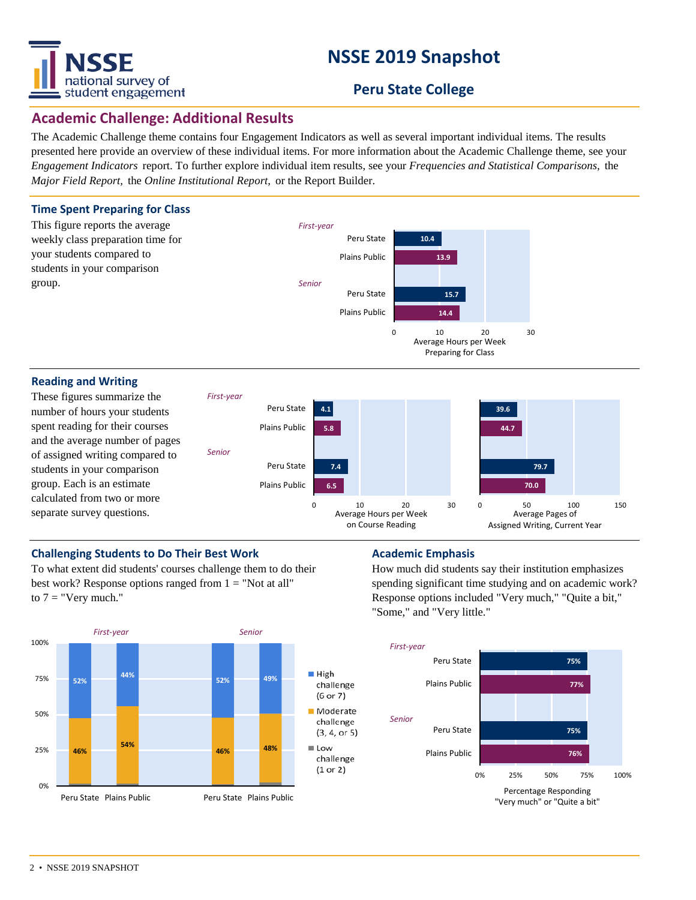# NSSE 2019 Snapshot

## Peru State College

## Academic Challenge: Additional Results

The Academic Challenge theme contains four Engagement Indicators as well as several important individual items. The results presented here provide an overview of these individual items. For more information about the Academic Challenge theme, see your *Engagement Indicators* report. To further explore individual item results, see your *Frequencies and Statistical Comparisons,* the *Major Field Report,* the *Online Institutional Report,* or the Report Builder.

### Time Spent Preparing for Class

This figure reports the average weekly class preparation time for your students compared to students in your comparison group.

| | | Average Hours per Week Preparing for Class |
|---|---|---|
| *First-year* | Peru State | 10.4 |
| | Plains Public | 13.9 |
| *Senior* | Peru State | 15.7 |
| | Plains Public | 14.4 |

### Reading and Writing

These figures summarize the number of hours your students spent reading for their courses and the average number of pages of assigned writing compared to students in your comparison group. Each is an estimate calculated from two or more separate survey questions.

| | | Average Hours per Week on Course Reading | Average Pages of Assigned Writing, Current Year |
|---|---|---|---|
| *First-year* | Peru State | 4.1 | 39.6 |
| | Plains Public | 5.8 | 44.7 |
| *Senior* | Peru State | 7.4 | 79.7 |
| | Plains Public | 6.5 | 70.0 |

### Challenging Students to Do Their Best Work

To what extent did students' courses challenge them to do their best work? Response options ranged from 1 = "Not at all" to 7 = "Very much."

| | | High challenge (6 or 7) | Moderate challenge (3, 4, or 5) |
|---|---|---|---|
| *First-year* | Peru State | 52% | 46% |
| | Plains Public | 44% | 54% |
| *Senior* | Peru State | 52% | 46% |
| | Plains Public | 49% | 48% |

Low challenge (1 or 2)

### Academic Emphasis

How much did students say their institution emphasizes spending significant time studying and on academic work? Response options included "Very much," "Quite a bit," "Some," and "Very little."

| | | Percentage Responding "Very much" or "Quite a bit" |
|---|---|---|
| *First-year* | Peru State | 75% |
| | Plains Public | 77% |
| *Senior* | Peru State | 75% |
| | Plains Public | 76% |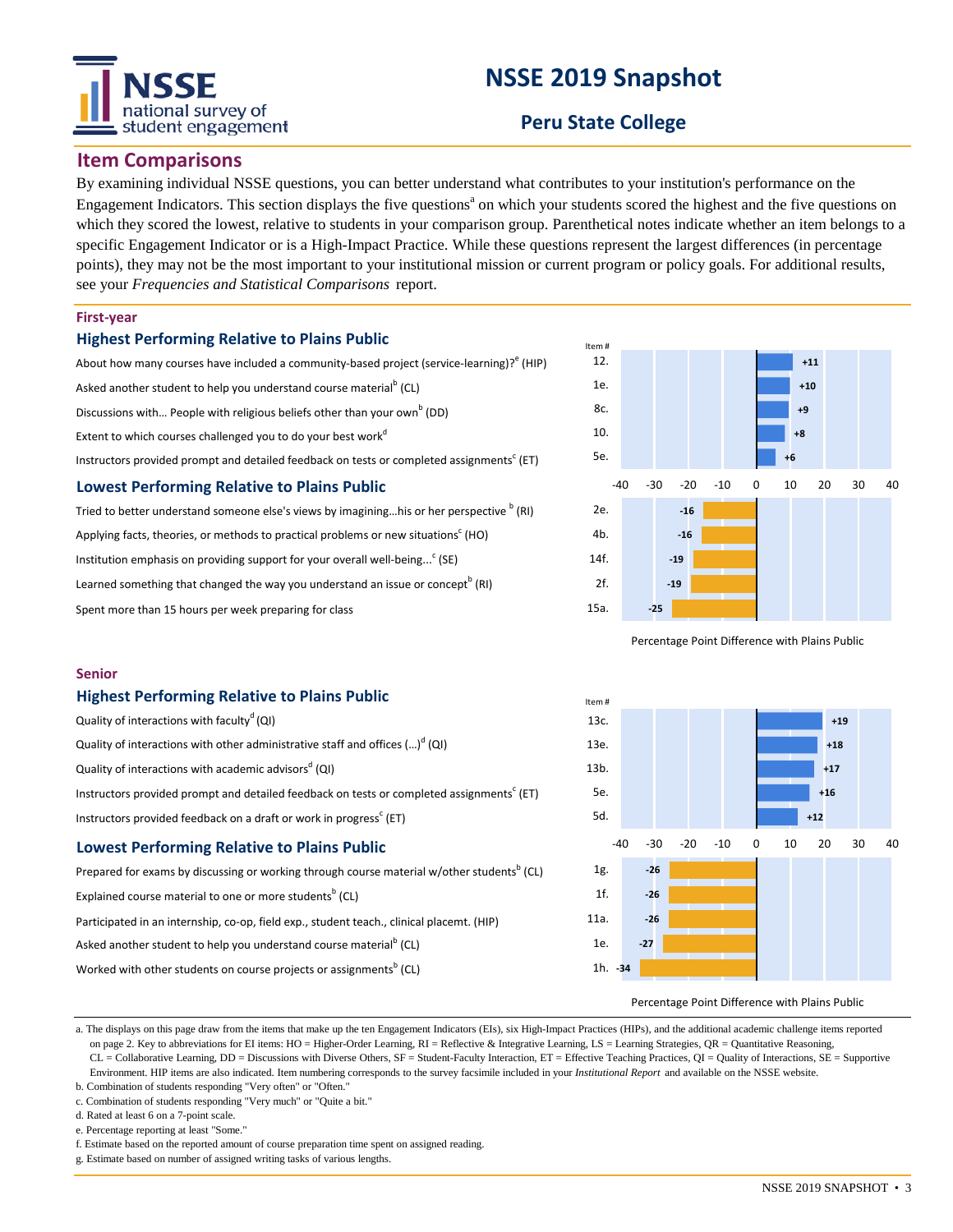# NSSE 2019 Snapshot

## Peru State College

## Item Comparisons

By examining individual NSSE questions, you can better understand what contributes to your institution's performance on the Engagement Indicators. This section displays the five questions[a] on which your students scored the highest and the five questions on which they scored the lowest, relative to students in your comparison group. Parenthetical notes indicate whether an item belongs to a specific Engagement Indicator or is a High-Impact Practice. While these questions represent the largest differences (in percentage points), they may not be the most important to your institutional mission or current program or policy goals. For additional results, see your *Frequencies and Statistical Comparisons* report.

### First-year

#### Highest Performing Relative to Plains Public

| Item | Item # | Percentage Point Difference with Plains Public |
|---|---|---|
| About how many courses have included a community-based project (service-learning)?[e] (HIP) | 12. | +11 |
| Asked another student to help you understand course material[b] (CL) | 1e. | +10 |
| Discussions with... People with religious beliefs other than your own[b] (DD) | 8c. | +9 |
| Extent to which courses challenged you to do your best work[d] | 10. | +8 |
| Instructors provided prompt and detailed feedback on tests or completed assignments[c] (ET) | 5e. | +6 |

#### Lowest Performing Relative to Plains Public

| Item | Item # | Percentage Point Difference with Plains Public |
|---|---|---|
| Tried to better understand someone else's views by imagining...his or her perspective[b] (RI) | 2e. | -16 |
| Applying facts, theories, or methods to practical problems or new situations[c] (HO) | 4b. | -16 |
| Institution emphasis on providing support for your overall well-being...[c] (SE) | 14f. | -19 |
| Learned something that changed the way you understand an issue or concept[b] (RI) | 2f. | -19 |
| Spent more than 15 hours per week preparing for class | 15a. | -25 |

### Senior

#### Highest Performing Relative to Plains Public

| Item | Item # | Percentage Point Difference with Plains Public |
|---|---|---|
| Quality of interactions with faculty[d] (QI) | 13c. | +19 |
| Quality of interactions with other administrative staff and offices (...)[d] (QI) | 13e. | +18 |
| Quality of interactions with academic advisors[d] (QI) | 13b. | +17 |
| Instructors provided prompt and detailed feedback on tests or completed assignments[c] (ET) | 5e. | +16 |
| Instructors provided feedback on a draft or work in progress[c] (ET) | 5d. | +12 |

#### Lowest Performing Relative to Plains Public

| Item | Item # | Percentage Point Difference with Plains Public |
|---|---|---|
| Prepared for exams by discussing or working through course material w/other students[b] (CL) | 1g. | -26 |
| Explained course material to one or more students[b] (CL) | 1f. | -26 |
| Participated in an internship, co-op, field exp., student teach., clinical placemt. (HIP) | 11a. | -26 |
| Asked another student to help you understand course material[b] (CL) | 1e. | -27 |
| Worked with other students on course projects or assignments[b] (CL) | 1h. | -34 |

a. The displays on this page draw from the items that make up the ten Engagement Indicators (EIs), six High-Impact Practices (HIPs), and the additional academic challenge items reported on page 2. Key to abbreviations for EI items: HO = Higher-Order Learning, RI = Reflective & Integrative Learning, LS = Learning Strategies, QR = Quantitative Reasoning, CL = Collaborative Learning, DD = Discussions with Diverse Others, SF = Student-Faculty Interaction, ET = Effective Teaching Practices, QI = Quality of Interactions, SE = Supportive Environment. HIP items are also indicated. Item numbering corresponds to the survey facsimile included in your *Institutional Report* and available on the NSSE website.

b. Combination of students responding "Very often" or "Often."

c. Combination of students responding "Very much" or "Quite a bit."

d. Rated at least 6 on a 7-point scale.

e. Percentage reporting at least "Some."

f. Estimate based on the reported amount of course preparation time spent on assigned reading.

g. Estimate based on number of assigned writing tasks of various lengths.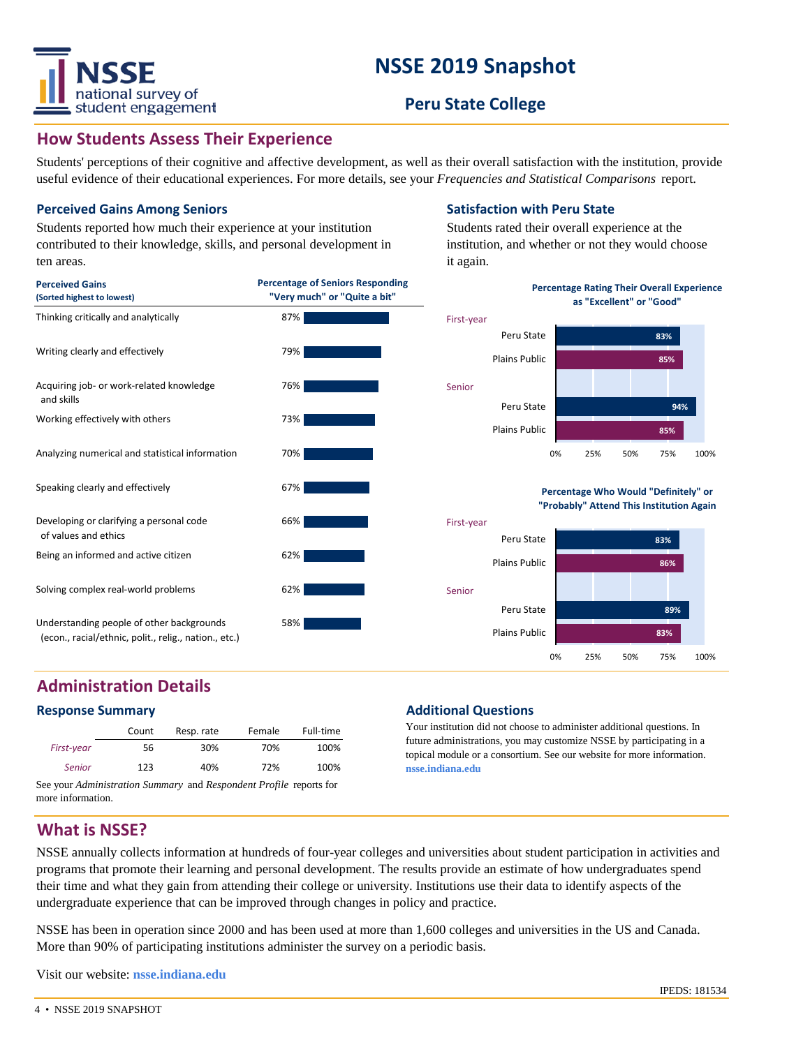# NSSE 2019 Snapshot

## Peru State College

## How Students Assess Their Experience

Students' perceptions of their cognitive and affective development, as well as their overall satisfaction with the institution, provide useful evidence of their educational experiences. For more details, see your *Frequencies and Statistical Comparisons* report.

### Perceived Gains Among Seniors

Students reported how much their experience at your institution contributed to their knowledge, skills, and personal development in ten areas.

Perceived Gains (Sorted highest to lowest)
Percentage of Seniors Responding "Very much" or "Quite a bit"

Thinking critically and analytically 87%
Writing clearly and effectively 79%
Acquiring job- or work-related knowledge and skills 76%
Working effectively with others 73%
Analyzing numerical and statistical information 70%
Speaking clearly and effectively 67%
Developing or clarifying a personal code of values and ethics 66%
Being an informed and active citizen 62%
Solving complex real-world problems 62%
Understanding people of other backgrounds (econ., racial/ethnic, polit., relig., nation., etc.) 58%

### Satisfaction with Peru State

Students rated their overall experience at the institution, and whether or not they would choose it again.

Percentage Rating Their Overall Experience as "Excellent" or "Good"

First-year
Peru State 83%
Plains Public 85%
Senior
Peru State 94%
Plains Public 85%

0% 25% 50% 75% 100%

Percentage Who Would "Definitely" or "Probably" Attend This Institution Again

First-year
Peru State 83%
Plains Public 86%
Senior
Peru State 89%
Plains Public 83%

0% 25% 50% 75% 100%

## Administration Details

### Response Summary

| | Count | Resp. rate | Female | Full-time |
|---|---|---|---|---|
| *First-year* | 56 | 30% | 70% | 100% |
| *Senior* | 123 | 40% | 72% | 100% |

See your *Administration Summary* and *Respondent Profile* reports for more information.

### Additional Questions

Your institution did not choose to administer additional questions. In future administrations, you may customize NSSE by participating in a topical module or a consortium. See our website for more information. **nsse.indiana.edu**

## What is NSSE?

NSSE annually collects information at hundreds of four-year colleges and universities about student participation in activities and programs that promote their learning and personal development. The results provide an estimate of how undergraduates spend their time and what they gain from attending their college or university. Institutions use their data to identify aspects of the undergraduate experience that can be improved through changes in policy and practice.

NSSE has been in operation since 2000 and has been used at more than 1,600 colleges and universities in the US and Canada. More than 90% of participating institutions administer the survey on a periodic basis.

Visit our website: **nsse.indiana.edu**

IPEDS: 181534